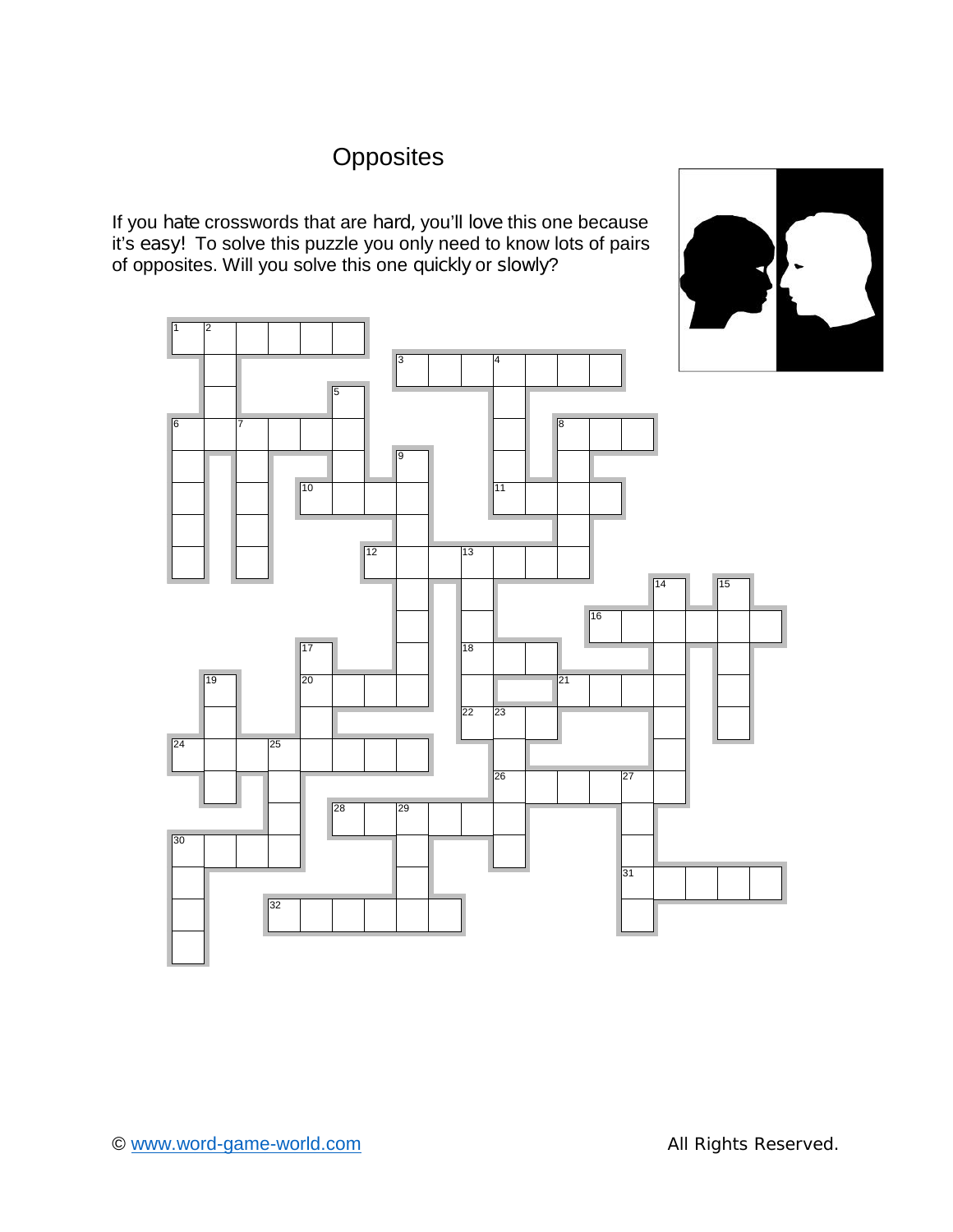# Opposites

If you hate crosswords that are hard, you'll love this one because it's easy! To solve this puzzle you only need to know lots of pairs of opposites. Will you solve this one quickly or slowly?

© www.word-game-world.com

All Rights Reserved.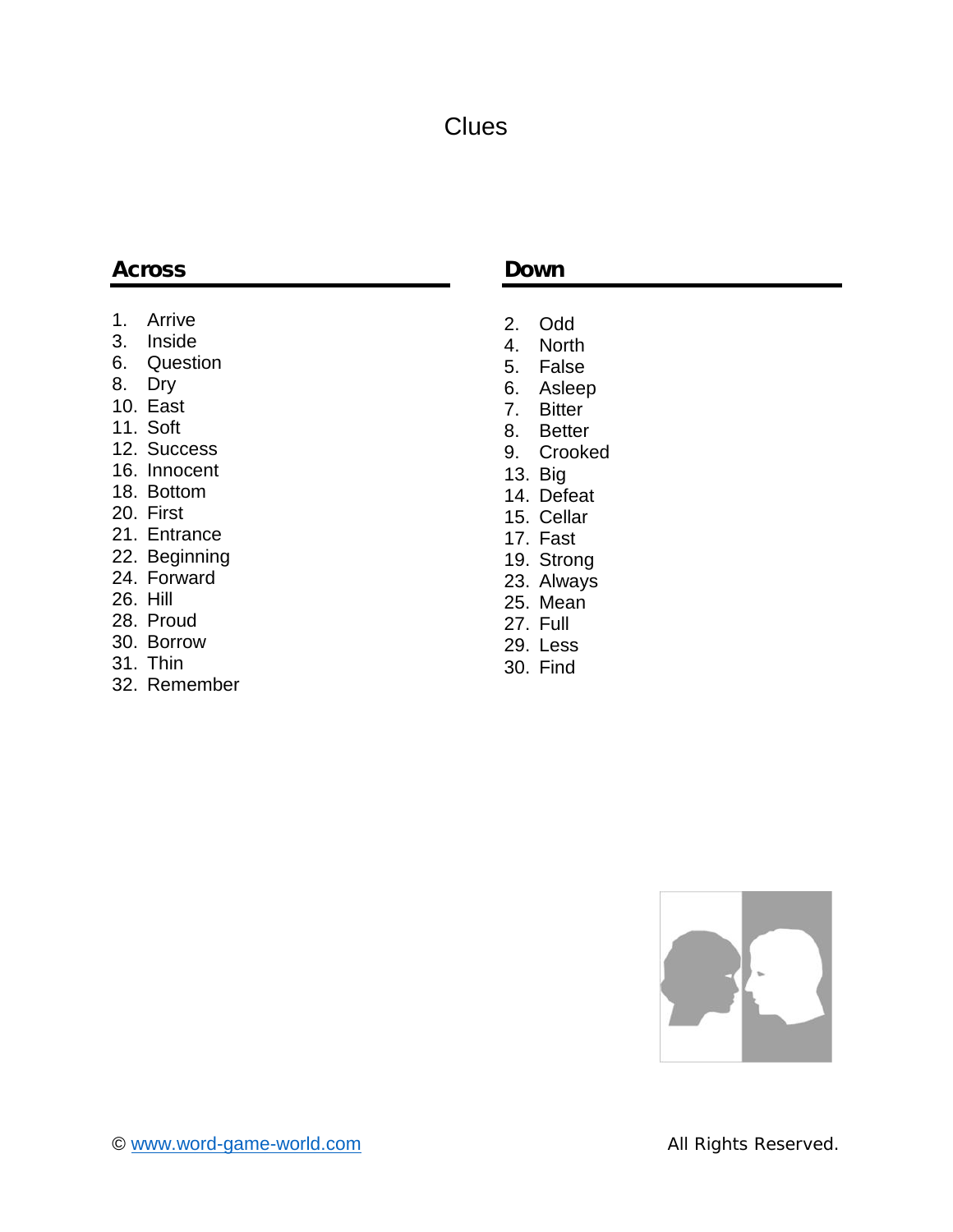# Clues

## Across

1. Arrive
3. Inside
6. Question
8. Dry
10. East
11. Soft
12. Success
16. Innocent
18. Bottom
20. First
21. Entrance
22. Beginning
24. Forward
26. Hill
28. Proud
30. Borrow
31. Thin
32. Remember

## Down

2. Odd
4. North
5. False
6. Asleep
7. Bitter
8. Better
9. Crooked
13. Big
14. Defeat
15. Cellar
17. Fast
19. Strong
23. Always
25. Mean
27. Full
29. Less
30. Find

© www.word-game-world.com All Rights Reserved.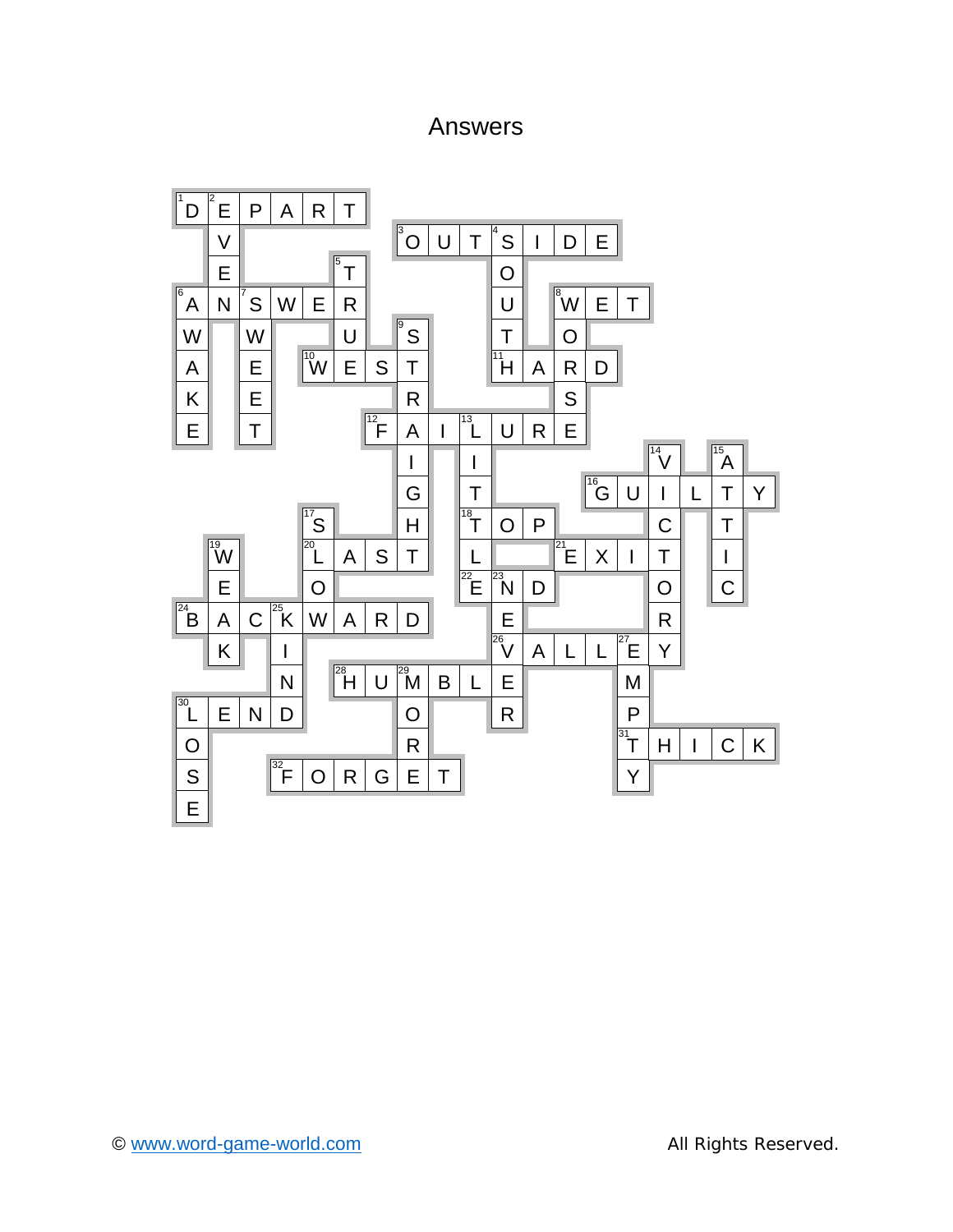# Answers

1 DEPART
2 EVEN
3 OUTSIDE
4 SOUTH
5 TRUE
6 ANSWER
6 AWAKE
7 SWEET
8 WET
8 WORSE
9 STRAIGHT
10 WEST
11 HARD
12 FAILURE
13 LITTLE
14 VICTORY
15 ATTIC
16 GUILTY
17 SLOW
18 TOP
19 WEAK
20 LAST
21 EXIT
22 END
23 NEVER
24 BACKWARD
25 KIND
26 VALLEY
27 EMPTY
28 HUMBLE
29 MORE
30 LEND
30 LOSE
31 THICK
32 FORGET